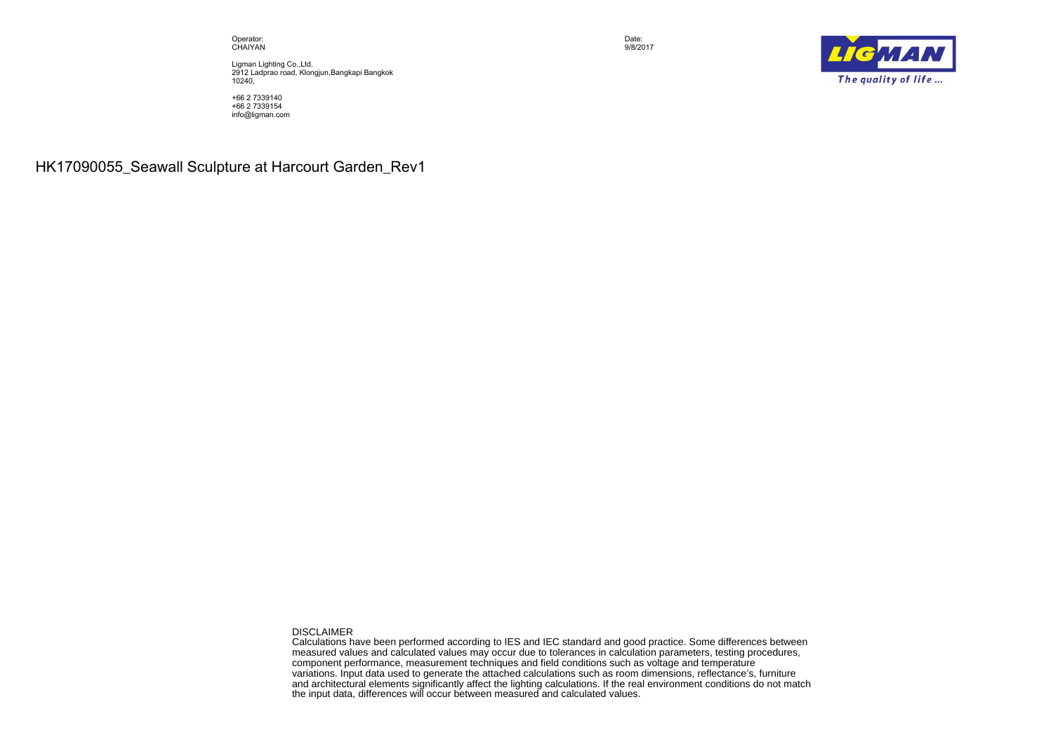Operator:
CHAIYAN

Ligman Lighting Co.,Ltd.
2912 Ladprao road, Klongjun,Bangkapi Bangkok
10240,

+66 2 7339140
+66 2 7339154
info@ligman.com

Date:
9/8/2017

LIGMAN
The quality of life ...

# HK17090055_Seawall Sculpture at Harcourt Garden_Rev1

DISCLAIMER
Calculations have been performed according to IES and IEC standard and good practice. Some differences between measured values and calculated values may occur due to tolerances in calculation parameters, testing procedures, component performance, measurement techniques and field conditions such as voltage and temperature variations. Input data used to generate the attached calculations such as room dimensions, reflectance's, furniture and architectural elements significantly affect the lighting calculations. If the real environment conditions do not match the input data, differences will occur between measured and calculated values.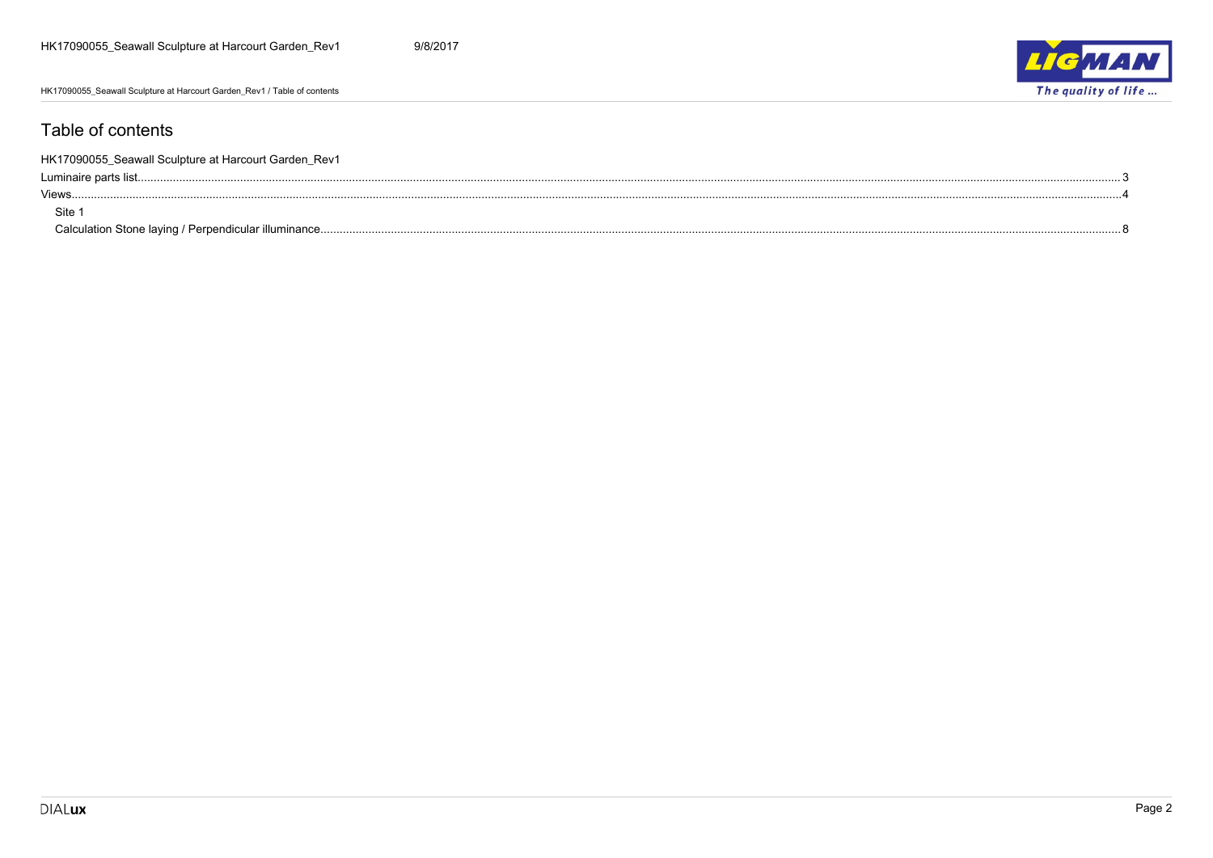# Table of contents

HK17090055_Seawall Sculpture at Harcourt Garden_Rev1

Luminaire parts list ........ 3

Views ........ 4

Site 1

Calculation Stone laying / Perpendicular illuminance ........ 8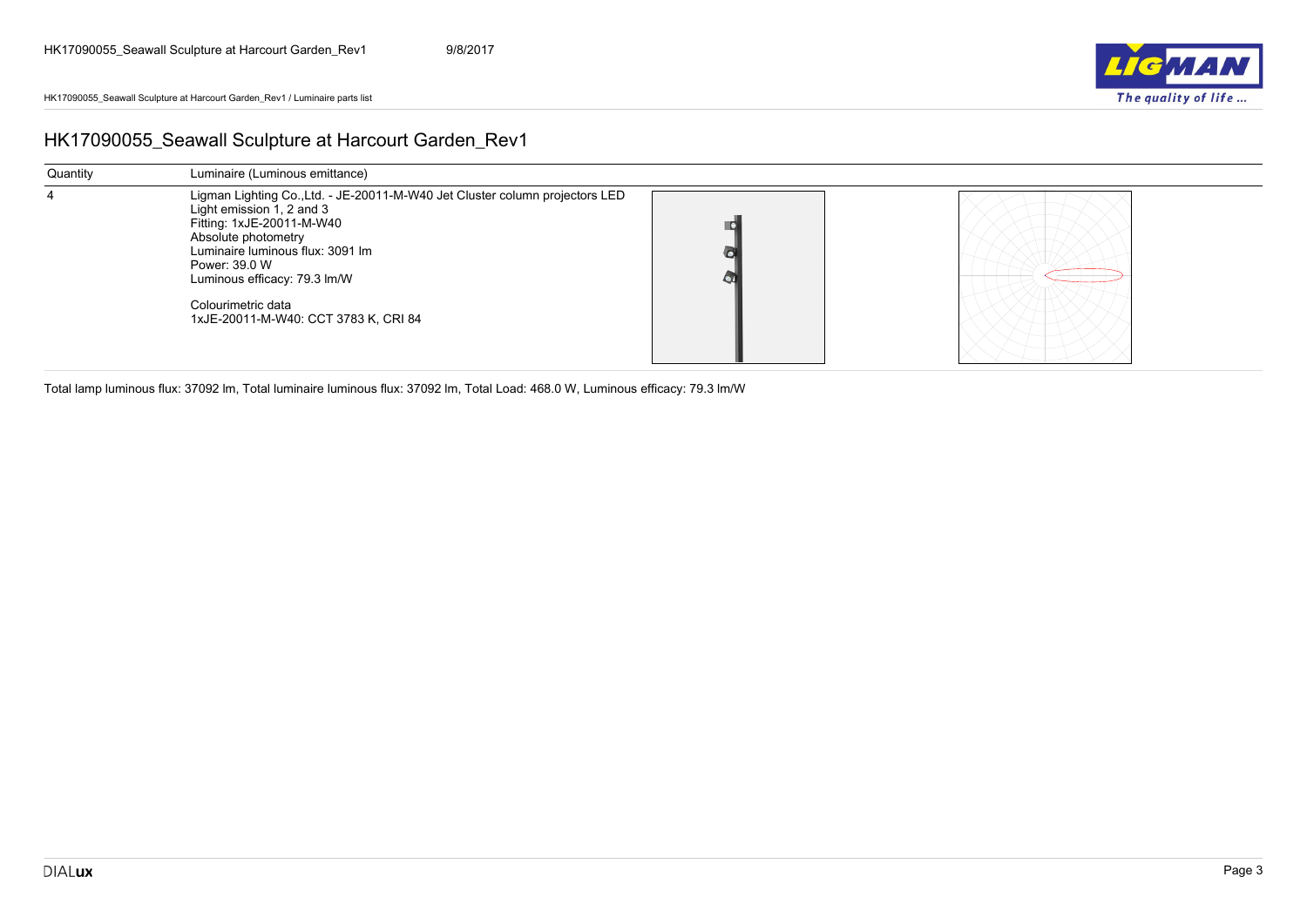# HK17090055_Seawall Sculpture at Harcourt Garden_Rev1

| Quantity | Luminaire (Luminous emittance) |
| --- | --- |
| 4 | Ligman Lighting Co.,Ltd. - JE-20011-M-W40 Jet Cluster column projectors LED<br>Light emission 1, 2 and 3<br>Fitting: 1xJE-20011-M-W40<br>Absolute photometry<br>Luminaire luminous flux: 3091 lm<br>Power: 39.0 W<br>Luminous efficacy: 79.3 lm/W<br><br>Colourimetric data<br>1xJE-20011-M-W40: CCT 3783 K, CRI 84 |

Total lamp luminous flux: 37092 lm, Total luminaire luminous flux: 37092 lm, Total Load: 468.0 W, Luminous efficacy: 79.3 lm/W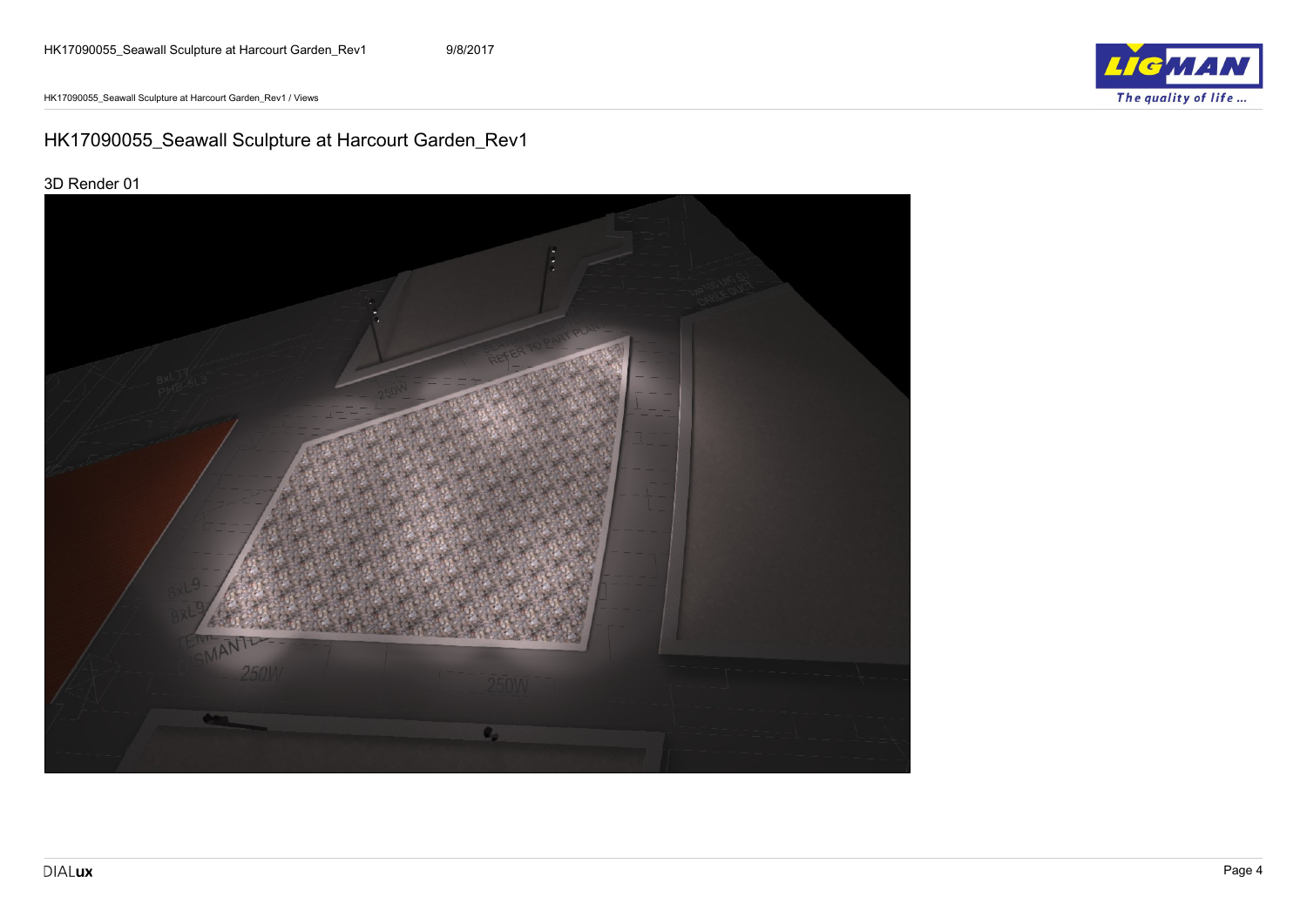# HK17090055_Seawall Sculpture at Harcourt Garden_Rev1

## 3D Render 01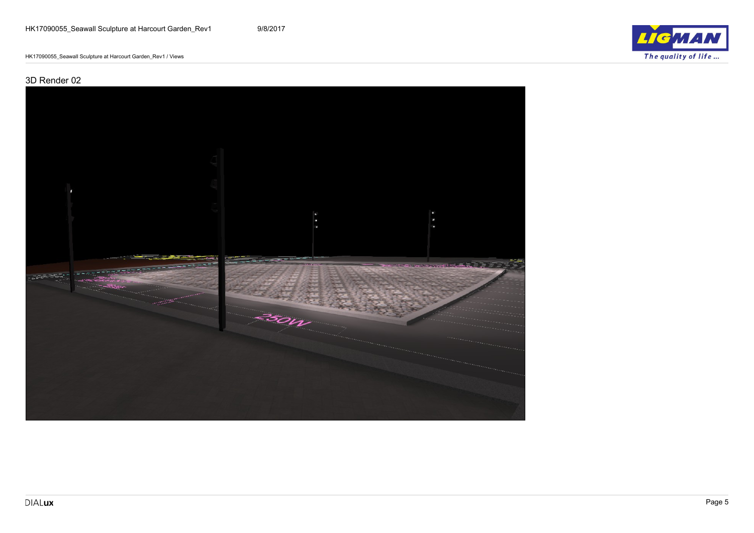## 3D Render 02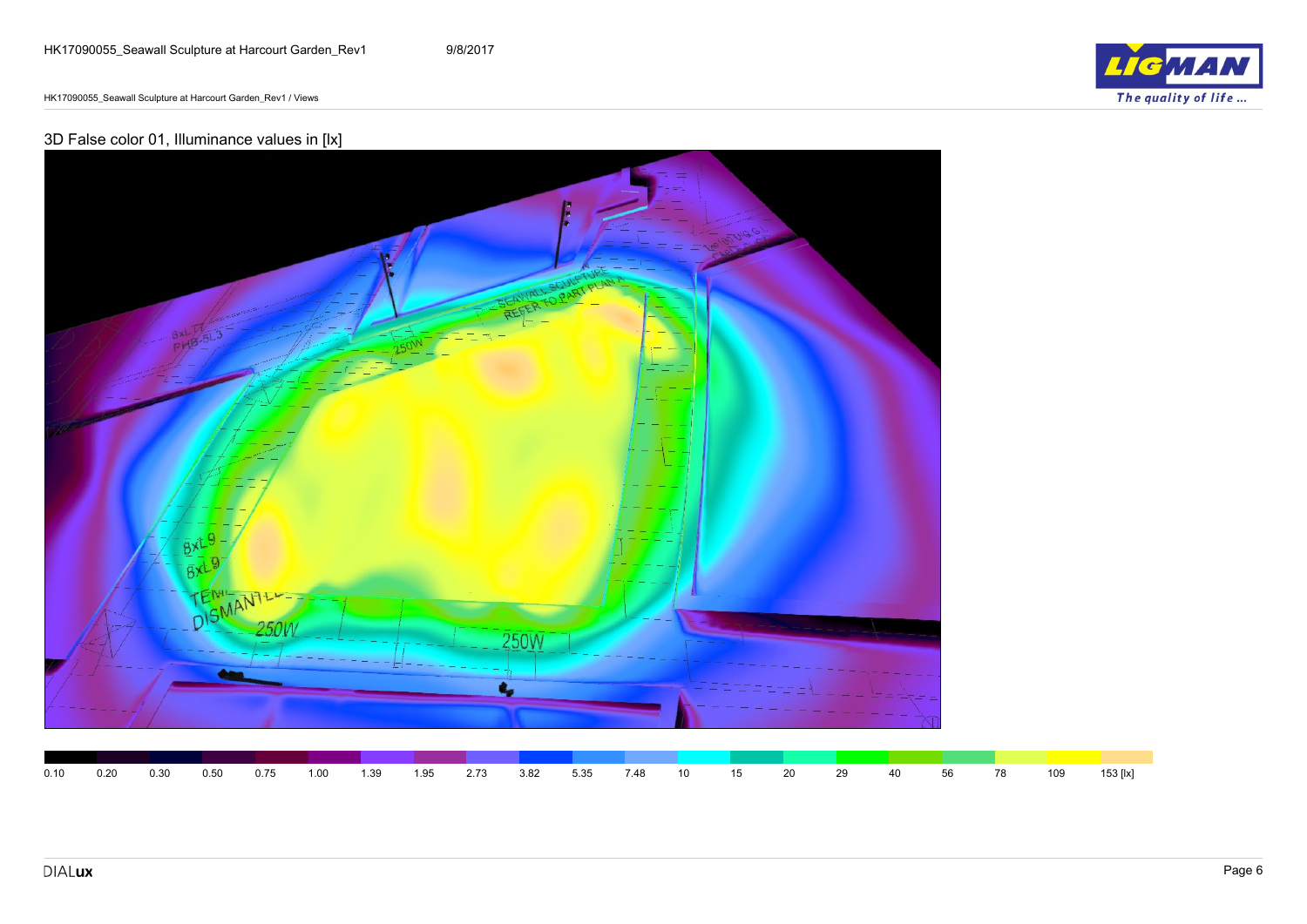## 3D False color 01, Illuminance values in [lx]

| 0.10 | 0.20 | 0.30 | 0.50 | 0.75 | 1.00 | 1.39 | 1.95 | 2.73 | 3.82 | 5.35 | 7.48 | 10 | 15 | 20 | 29 | 40 | 56 | 78 | 109 | 153 [lx] |
|---|---|---|---|---|---|---|---|---|---|---|---|---|---|---|---|---|---|---|---|---|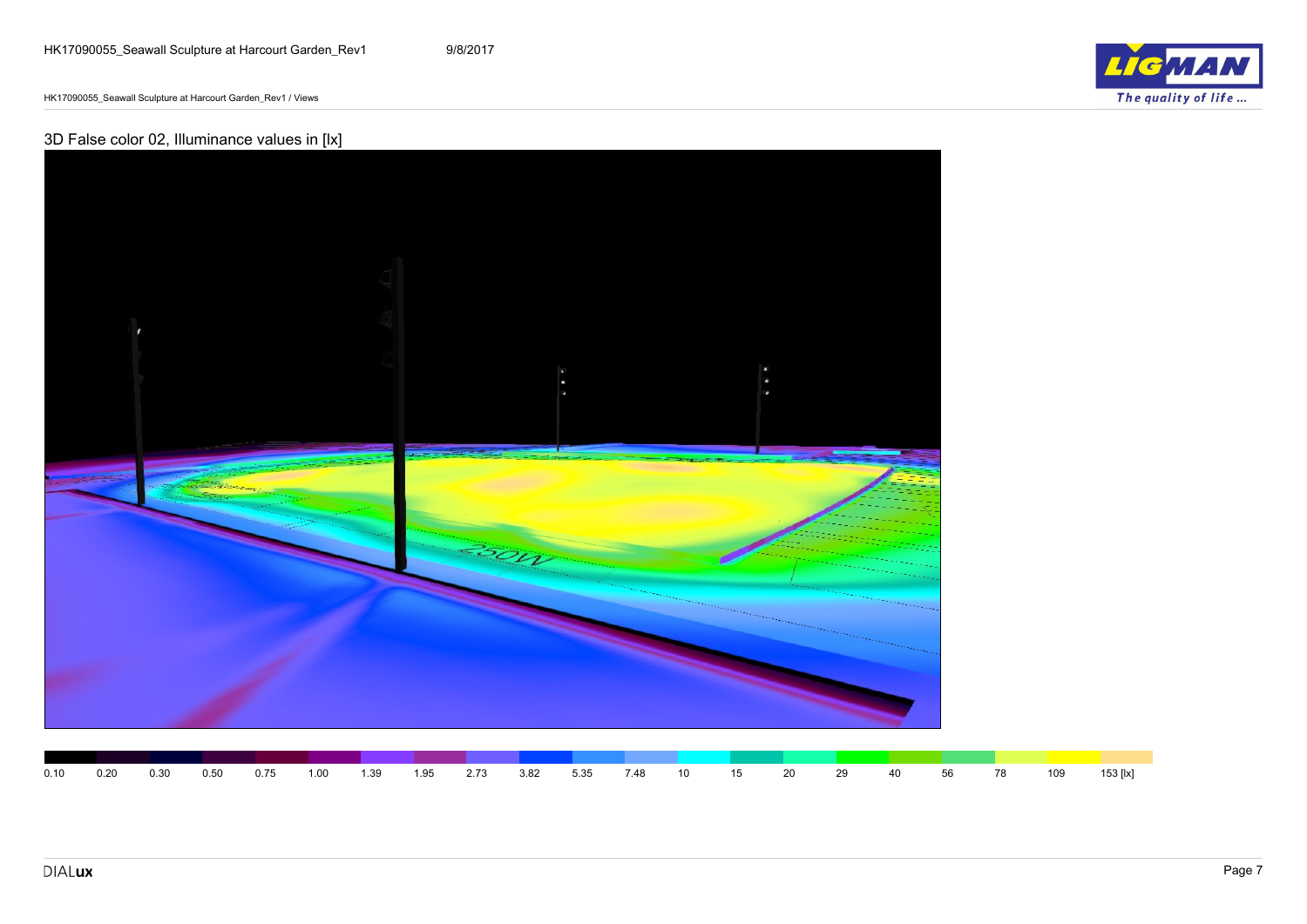## 3D False color 02, Illuminance values in [lx]

| 0.10 | 0.20 | 0.30 | 0.50 | 0.75 | 1.00 | 1.39 | 1.95 | 2.73 | 3.82 | 5.35 | 7.48 | 10 | 15 | 20 | 29 | 40 | 56 | 78 | 109 | 153 [lx] |
|---|---|---|---|---|---|---|---|---|---|---|---|---|---|---|---|---|---|---|---|---|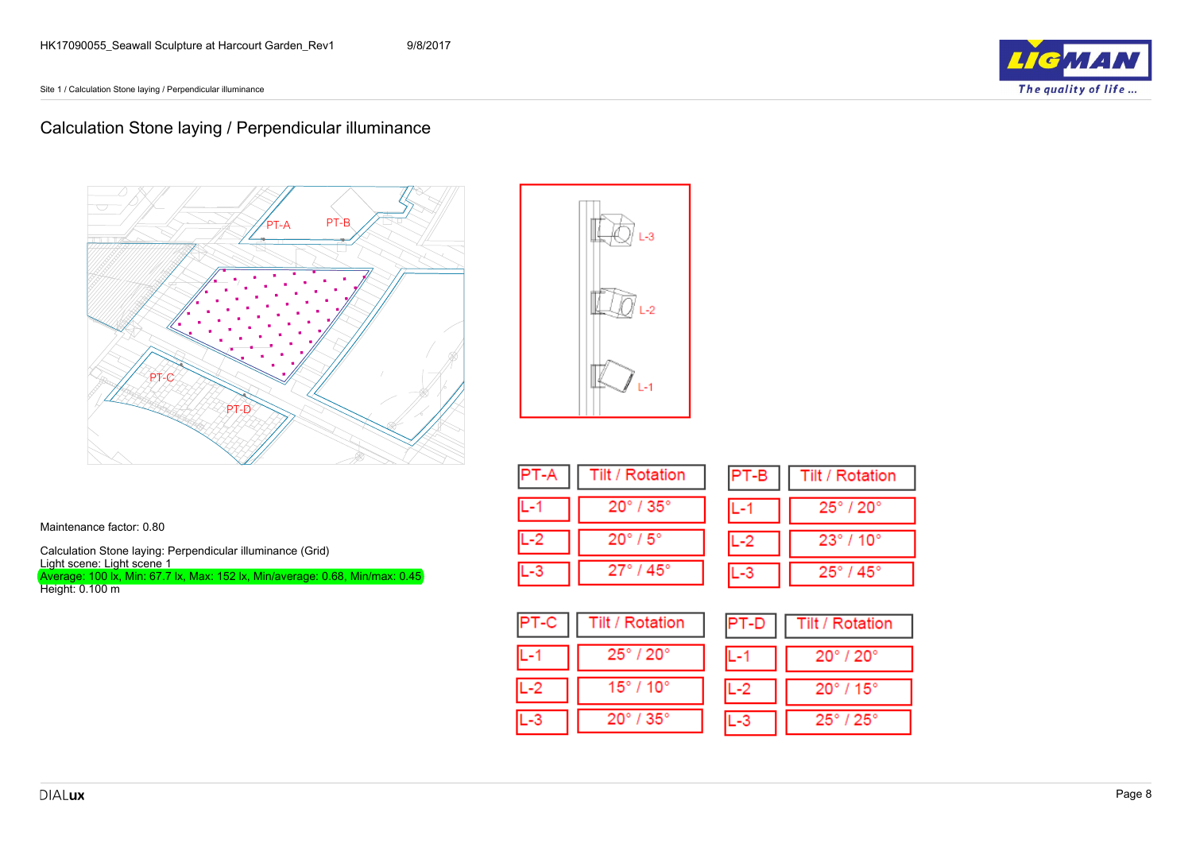# Calculation Stone laying / Perpendicular illuminance

Maintenance factor: 0.80

Calculation Stone laying: Perpendicular illuminance (Grid)
Light scene: Light scene 1
Average: 100 lx, Min: 67.7 lx, Max: 152 lx, Min/average: 0.68, Min/max: 0.45
Height: 0.100 m

| PT-A | Tilt / Rotation |
| --- | --- |
| L-1 | 20° / 35° |
| L-2 | 20° / 5° |
| L-3 | 27° / 45° |

| PT-B | Tilt / Rotation |
| --- | --- |
| L-1 | 25° / 20° |
| L-2 | 23° / 10° |
| L-3 | 25° / 45° |

| PT-C | Tilt / Rotation |
| --- | --- |
| L-1 | 25° / 20° |
| L-2 | 15° / 10° |
| L-3 | 20° / 35° |

| PT-D | Tilt / Rotation |
| --- | --- |
| L-1 | 20° / 20° |
| L-2 | 20° / 15° |
| L-3 | 25° / 25° |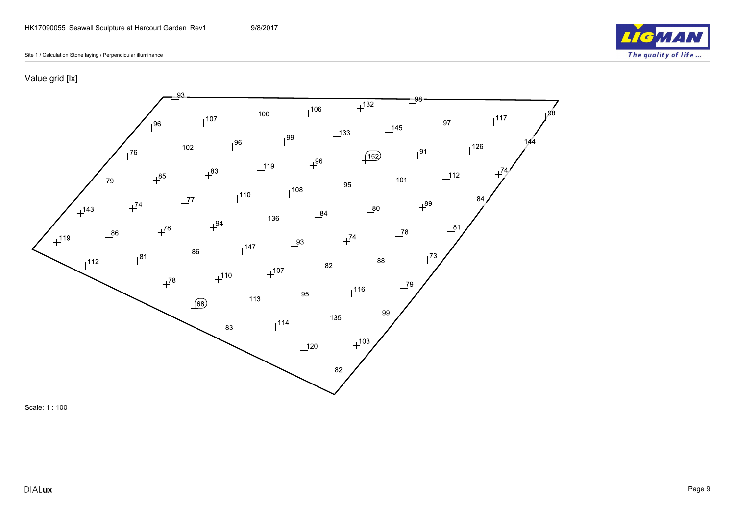Site 1 / Calculation Stone laying / Perpendicular illuminance

## Value grid [lx]

93 98
96 107 100 106 132 97 117 98
76 102 96 99 133 145 126 144
79 85 83 119 96 152 91 112 74
143 74 77 110 108 95 101 89 84
119 86 78 94 136 84 80 78 81
112 81 86 147 93 74 88 73
78 110 107 82 116 79
68 113 95 135 99
83 114 120 103
82

Scale: 1 : 100